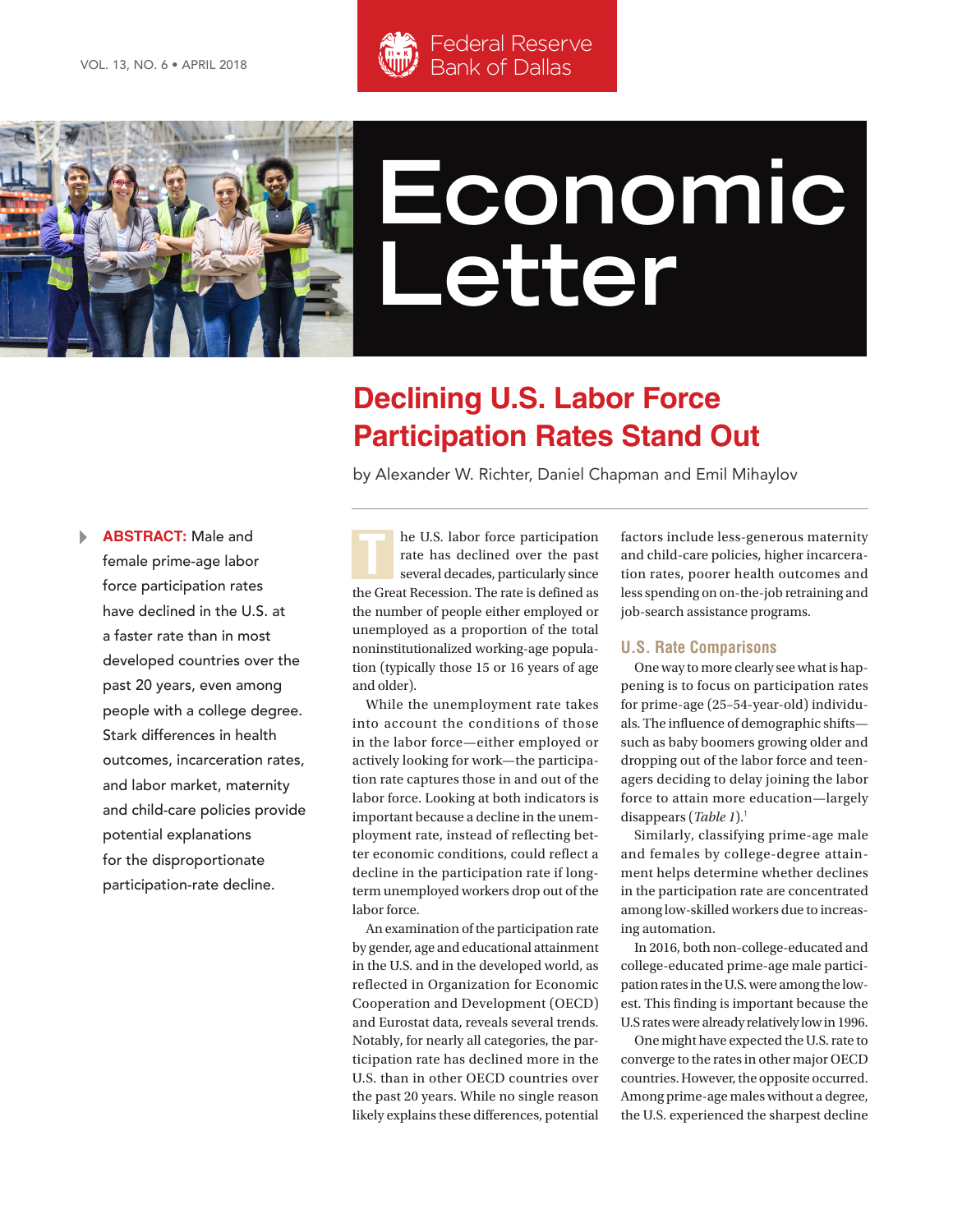Federal Reserve Bank of Dallas

# Economic Letter

## Declining U.S. Labor Force Participation Rates Stand Out

by Alexander W. Richter, Daniel Chapman and Emil Mihaylov

**ABSTRACT:** Male and female prime-age labor force participation rates have declined in the U.S. at a faster rate than in most developed countries over the past 20 years, even among people with a college degree. Stark differences in health outcomes, incarceration rates, and labor market, maternity and child-care policies provide potential explanations for the disproportionate participation-rate decline.

The U.S. labor force participation rate has declined over the past several decades, particularly since the Great Recession. The rate is defined as the number of people either employed or unemployed as a proportion of the total noninstitutionalized working-age population (typically those 15 or 16 years of age and older).

While the unemployment rate takes into account the conditions of those in the labor force—either employed or actively looking for work—the participation rate captures those in and out of the labor force. Looking at both indicators is important because a decline in the unemployment rate, instead of reflecting better economic conditions, could reflect a decline in the participation rate if long-term unemployed workers drop out of the labor force.

An examination of the participation rate by gender, age and educational attainment in the U.S. and in the developed world, as reflected in Organization for Economic Cooperation and Development (OECD) and Eurostat data, reveals several trends. Notably, for nearly all categories, the participation rate has declined more in the U.S. than in other OECD countries over the past 20 years. While no single reason likely explains these differences, potential factors include less-generous maternity and child-care policies, higher incarceration rates, poorer health outcomes and less spending on on-the-job retraining and job-search assistance programs.

### U.S. Rate Comparisons

One way to more clearly see what is happening is to focus on participation rates for prime-age (25–54-year-old) individuals. The influence of demographic shifts—such as baby boomers growing older and dropping out of the labor force and teenagers deciding to delay joining the labor force to attain more education—largely disappears (*Table 1*).[1]

Similarly, classifying prime-age male and females by college-degree attainment helps determine whether declines in the participation rate are concentrated among low-skilled workers due to increasing automation.

In 2016, both non-college-educated and college-educated prime-age male participation rates in the U.S. were among the lowest. This finding is important because the U.S rates were already relatively low in 1996.

One might have expected the U.S. rate to converge to the rates in other major OECD countries. However, the opposite occurred. Among prime-age males without a degree, the U.S. experienced the sharpest decline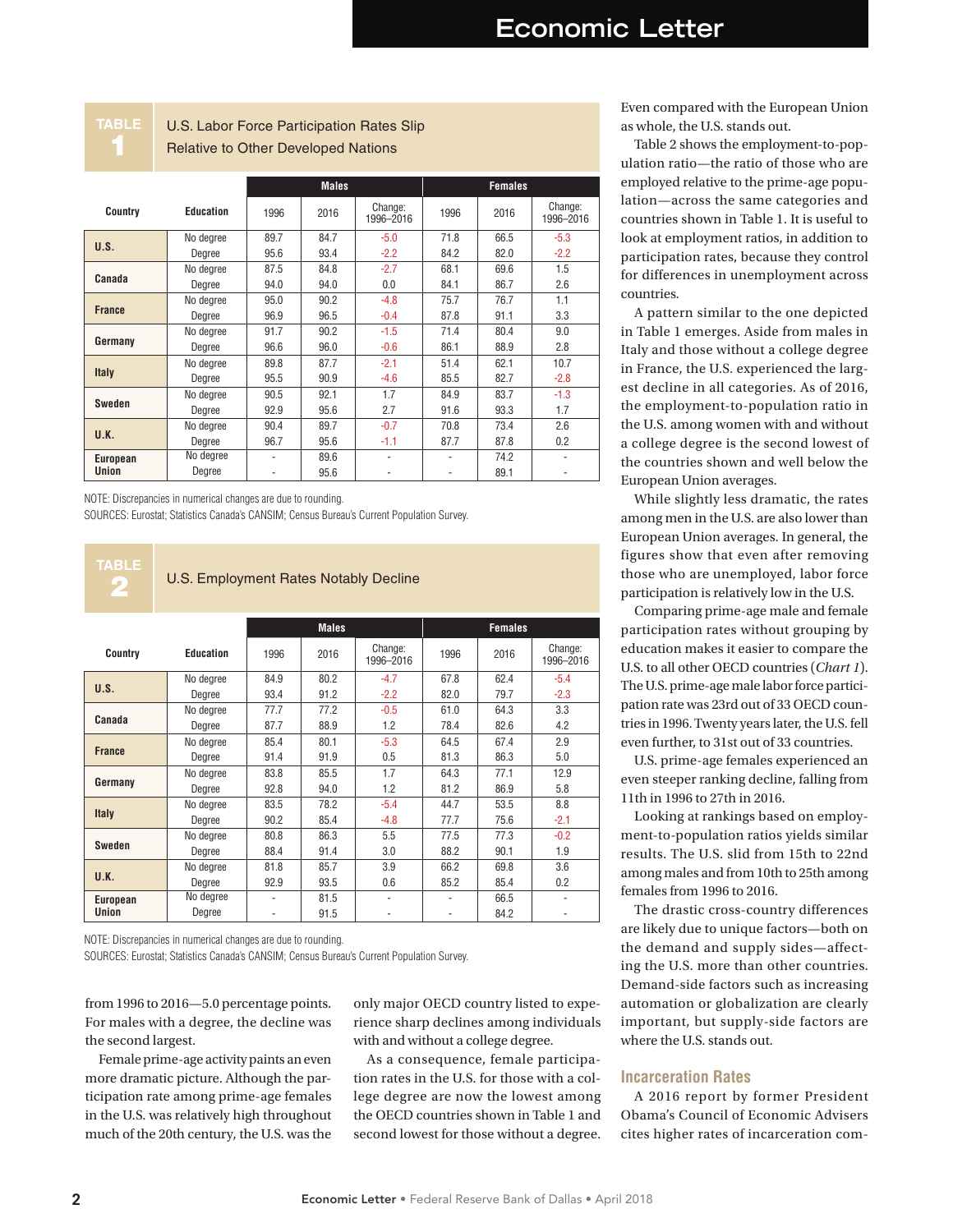**TABLE 1**

**U.S. Labor Force Participation Rates Slip Relative to Other Developed Nations**

| Country | Education | Males 1996 | Males 2016 | Males Change: 1996–2016 | Females 1996 | Females 2016 | Females Change: 1996–2016 |
|---|---|---|---|---|---|---|---|
| U.S. | No degree | 89.7 | 84.7 | -5.0 | 71.8 | 66.5 | -5.3 |
| | Degree | 95.6 | 93.4 | -2.2 | 84.2 | 82.0 | -2.2 |
| Canada | No degree | 87.5 | 84.8 | -2.7 | 68.1 | 69.6 | 1.5 |
| | Degree | 94.0 | 94.0 | 0.0 | 84.1 | 86.7 | 2.6 |
| France | No degree | 95.0 | 90.2 | -4.8 | 75.7 | 76.7 | 1.1 |
| | Degree | 96.9 | 96.5 | -0.4 | 87.8 | 91.1 | 3.3 |
| Germany | No degree | 91.7 | 90.2 | -1.5 | 71.4 | 80.4 | 9.0 |
| | Degree | 96.6 | 96.0 | -0.6 | 86.1 | 88.9 | 2.8 |
| Italy | No degree | 89.8 | 87.7 | -2.1 | 51.4 | 62.1 | 10.7 |
| | Degree | 95.5 | 90.9 | -4.6 | 85.5 | 82.7 | -2.8 |
| Sweden | No degree | 90.5 | 92.1 | 1.7 | 84.9 | 83.7 | -1.3 |
| | Degree | 92.9 | 95.6 | 2.7 | 91.6 | 93.3 | 1.7 |
| U.K. | No degree | 90.4 | 89.7 | -0.7 | 70.8 | 73.4 | 2.6 |
| | Degree | 96.7 | 95.6 | -1.1 | 87.7 | 87.8 | 0.2 |
| European Union | No degree | - | 89.6 | - | - | 74.2 | - |
| | Degree | - | 95.6 | - | - | 89.1 | - |

NOTE: Discrepancies in numerical changes are due to rounding.
SOURCES: Eurostat; Statistics Canada's CANSIM; Census Bureau's Current Population Survey.

**TABLE 2**

**U.S. Employment Rates Notably Decline**

| Country | Education | Males 1996 | Males 2016 | Males Change: 1996–2016 | Females 1996 | Females 2016 | Females Change: 1996–2016 |
|---|---|---|---|---|---|---|---|
| U.S. | No degree | 84.9 | 80.2 | -4.7 | 67.8 | 62.4 | -5.4 |
| | Degree | 93.4 | 91.2 | -2.2 | 82.0 | 79.7 | -2.3 |
| Canada | No degree | 77.7 | 77.2 | -0.5 | 61.0 | 64.3 | 3.3 |
| | Degree | 87.7 | 88.9 | 1.2 | 78.4 | 82.6 | 4.2 |
| France | No degree | 85.4 | 80.1 | -5.3 | 64.5 | 67.4 | 2.9 |
| | Degree | 91.4 | 91.9 | 0.5 | 81.3 | 86.3 | 5.0 |
| Germany | No degree | 83.8 | 85.5 | 1.7 | 64.3 | 77.1 | 12.9 |
| | Degree | 92.8 | 94.0 | 1.2 | 81.2 | 86.9 | 5.8 |
| Italy | No degree | 83.5 | 78.2 | -5.4 | 44.7 | 53.5 | 8.8 |
| | Degree | 90.2 | 85.4 | -4.8 | 77.7 | 75.6 | -2.1 |
| Sweden | No degree | 80.8 | 86.3 | 5.5 | 77.5 | 77.3 | -0.2 |
| | Degree | 88.4 | 91.4 | 3.0 | 88.2 | 90.1 | 1.9 |
| U.K. | No degree | 81.8 | 85.7 | 3.9 | 66.2 | 69.8 | 3.6 |
| | Degree | 92.9 | 93.5 | 0.6 | 85.2 | 85.4 | 0.2 |
| European Union | No degree | - | 81.5 | - | - | 66.5 | - |
| | Degree | - | 91.5 | - | - | 84.2 | - |

NOTE: Discrepancies in numerical changes are due to rounding.
SOURCES: Eurostat; Statistics Canada's CANSIM; Census Bureau's Current Population Survey.

from 1996 to 2016—5.0 percentage points. For males with a degree, the decline was the second largest.

Female prime-age activity paints an even more dramatic picture. Although the participation rate among prime-age females in the U.S. was relatively high throughout much of the 20th century, the U.S. was the only major OECD country listed to experience sharp declines among individuals with and without a college degree.

As a consequence, female participation rates in the U.S. for those with a college degree are now the lowest among the OECD countries shown in Table 1 and second lowest for those without a degree. Even compared with the European Union as whole, the U.S. stands out.

Table 2 shows the employment-to-population ratio—the ratio of those who are employed relative to the prime-age population—across the same categories and countries shown in Table 1. It is useful to look at employment ratios, in addition to participation rates, because they control for differences in unemployment across countries.

A pattern similar to the one depicted in Table 1 emerges. Aside from males in Italy and those without a college degree in France, the U.S. experienced the largest decline in all categories. As of 2016, the employment-to-population ratio in the U.S. among women with and without a college degree is the second lowest of the countries shown and well below the European Union averages.

While slightly less dramatic, the rates among men in the U.S. are also lower than European Union averages. In general, the figures show that even after removing those who are unemployed, labor force participation is relatively low in the U.S.

Comparing prime-age male and female participation rates without grouping by education makes it easier to compare the U.S. to all other OECD countries (*Chart 1*). The U.S. prime-age male labor force participation rate was 23rd out of 33 OECD countries in 1996. Twenty years later, the U.S. fell even further, to 31st out of 33 countries.

U.S. prime-age females experienced an even steeper ranking decline, falling from 11th in 1996 to 27th in 2016.

Looking at rankings based on employment-to-population ratios yields similar results. The U.S. slid from 15th to 22nd among males and from 10th to 25th among females from 1996 to 2016.

The drastic cross-country differences are likely due to unique factors—both on the demand and supply sides—affecting the U.S. more than other countries. Demand-side factors such as increasing automation or globalization are clearly important, but supply-side factors are where the U.S. stands out.

## Incarceration Rates

A 2016 report by former President Obama's Council of Economic Advisers cites higher rates of incarceration com-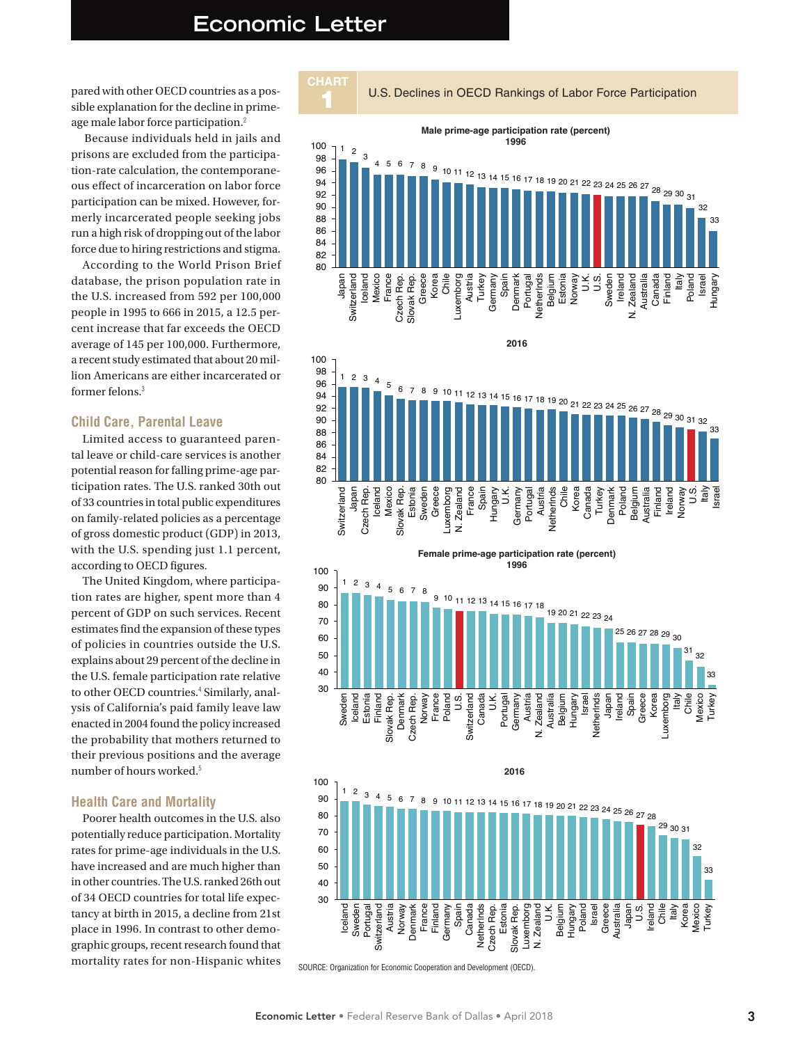pared with other OECD countries as a possible explanation for the decline in prime-age male labor force participation.[2]

Because individuals held in jails and prisons are excluded from the participation-rate calculation, the contemporaneous effect of incarceration on labor force participation can be mixed. However, formerly incarcerated people seeking jobs run a high risk of dropping out of the labor force due to hiring restrictions and stigma.

According to the World Prison Brief database, the prison population rate in the U.S. increased from 592 per 100,000 people in 1995 to 666 in 2015, a 12.5 percent increase that far exceeds the OECD average of 145 per 100,000. Furthermore, a recent study estimated that about 20 million Americans are either incarcerated or former felons.[3]

## Child Care, Parental Leave

Limited access to guaranteed parental leave or child-care services is another potential reason for falling prime-age participation rates. The U.S. ranked 30th out of 33 countries in total public expenditures on family-related policies as a percentage of gross domestic product (GDP) in 2013, with the U.S. spending just 1.1 percent, according to OECD figures.

The United Kingdom, where participation rates are higher, spent more than 4 percent of GDP on such services. Recent estimates find the expansion of these types of policies in countries outside the U.S. explains about 29 percent of the decline in the U.S. female participation rate relative to other OECD countries.[4] Similarly, analysis of California's paid family leave law enacted in 2004 found the policy increased the probability that mothers returned to their previous positions and the average number of hours worked.[5]

## Health Care and Mortality

Poorer health outcomes in the U.S. also potentially reduce participation. Mortality rates for prime-age individuals in the U.S. have increased and are much higher than in other countries. The U.S. ranked 26th out of 34 OECD countries for total life expectancy at birth in 2015, a decline from 21st place in 1996. In contrast to other demographic groups, recent research found that mortality rates for non-Hispanic whites

**CHART 1** U.S. Declines in OECD Rankings of Labor Force Participation

**Male prime-age participation rate (percent)**

| Rank | 1996 | 2016 |
|---|---|---|
| 1 | Japan | Switzerland |
| 2 | Switzerland | Japan |
| 3 | Iceland | Czech Rep. |
| 4 | Mexico | Iceland |
| 5 | France | Mexico |
| 6 | Czech Rep. | Slovak Rep. |
| 7 | Slovak Rep. | Estonia |
| 8 | Greece | Sweden |
| 9 | Korea | Greece |
| 10 | Chile | Luxembourg |
| 11 | Luxembourg | N. Zealand |
| 12 | Austria | France |
| 13 | Turkey | Spain |
| 14 | Germany | Hungary |
| 15 | Spain | U.K. |
| 16 | Denmark | Germany |
| 17 | Portugal | Portugal |
| 18 | Netherlnds | Austria |
| 19 | Belgium | Netherlnds |
| 20 | Estonia | Chile |
| 21 | Norway | Korea |
| 22 | U.K. | Canada |
| 23 | U.S. | Turkey |
| 24 | Sweden | Denmark |
| 25 | Ireland | Poland |
| 26 | N. Zealand | Belgium |
| 27 | Australia | Australia |
| 28 | Canada | Finland |
| 29 | Finland | Ireland |
| 30 | Ireland | Norway |
| 31 | Italy | U.S. |
| 32 | Poland | Italy |
| 33 | Israel / Hungary | Israel |

**Female prime-age participation rate (percent)**

| Rank | 1996 | 2016 |
|---|---|---|
| 1 | Sweden | Iceland |
| 2 | Iceland | Sweden |
| 3 | Estonia | Portugal |
| 4 | Finland | Switzerland |
| 5 | Slovak Rep. | Austria |
| 6 | Denmark | Norway |
| 7 | Czech Rep. | Denmark |
| 8 | Norway | France |
| 9 | France | Finland |
| 10 | Poland | Germany |
| 11 | U.S. | Spain |
| 12 | Switzerland | Canada |
| 13 | Canada | Netherlnds |
| 14 | U.K. | Czech Rep. |
| 15 | Portugal | Estonia |
| 16 | Germany | Slovak Rep. |
| 17 | Austria | Luxembourg |
| 18 | N. Zealand | N. Zealand |
| 19 | Australia | U.K. |
| 20 | Belgium | Belgium |
| 21 | Hungary | Hungary |
| 22 | Israel | Poland |
| 23 | Netherlnds | Israel |
| 24 | Japan | Greece |
| 25 | Ireland | Australia |
| 26 | Spain | Japan |
| 27 | Greece | U.S. |
| 28 | Korea | Ireland |
| 29 | Luxembourg | Chile |
| 30 | Italy | Italy |
| 31 | Chile | Korea |
| 32 | Mexico | Mexico |
| 33 | Turkey | Turkey |

SOURCE: Organization for Economic Cooperation and Development (OECD).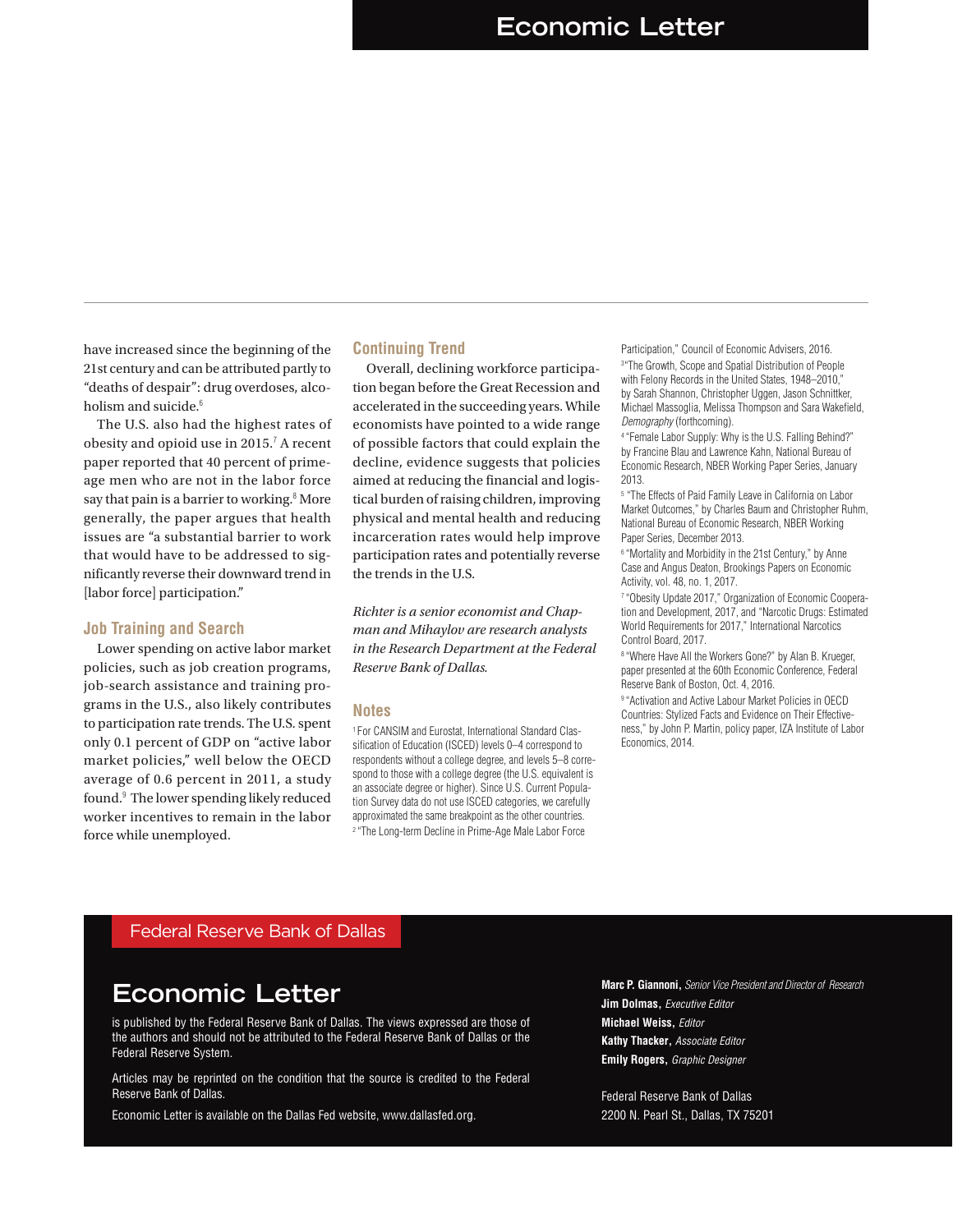have increased since the beginning of the 21st century and can be attributed partly to "deaths of despair": drug overdoses, alcoholism and suicide.[6]

The U.S. also had the highest rates of obesity and opioid use in 2015.[7] A recent paper reported that 40 percent of prime-age men who are not in the labor force say that pain is a barrier to working.[8] More generally, the paper argues that health issues are "a substantial barrier to work that would have to be addressed to significantly reverse their downward trend in [labor force] participation."

## Job Training and Search

Lower spending on active labor market policies, such as job creation programs, job-search assistance and training programs in the U.S., also likely contributes to participation rate trends. The U.S. spent only 0.1 percent of GDP on "active labor market policies," well below the OECD average of 0.6 percent in 2011, a study found.[9] The lower spending likely reduced worker incentives to remain in the labor force while unemployed.

## Continuing Trend

Overall, declining workforce participation began before the Great Recession and accelerated in the succeeding years. While economists have pointed to a wide range of possible factors that could explain the decline, evidence suggests that policies aimed at reducing the financial and logistical burden of raising children, improving physical and mental health and reducing incarceration rates would help improve participation rates and potentially reverse the trends in the U.S.

*Richter is a senior economist and Chapman and Mihaylov are research analysts in the Research Department at the Federal Reserve Bank of Dallas.*

## Notes

[1] For CANSIM and Eurostat, International Standard Classification of Education (ISCED) levels 0–4 correspond to respondents without a college degree, and levels 5–8 correspond to those with a college degree (the U.S. equivalent is an associate degree or higher). Since U.S. Current Population Survey data do not use ISCED categories, we carefully approximated the same breakpoint as the other countries.

[2] "The Long-term Decline in Prime-Age Male Labor Force Participation," Council of Economic Advisers, 2016.

[3] "The Growth, Scope and Spatial Distribution of People with Felony Records in the United States, 1948–2010," by Sarah Shannon, Christopher Uggen, Jason Schnittker, Michael Massoglia, Melissa Thompson and Sara Wakefield, *Demography* (forthcoming).

[4] "Female Labor Supply: Why is the U.S. Falling Behind?" by Francine Blau and Lawrence Kahn, National Bureau of Economic Research, NBER Working Paper Series, January 2013.

[5] "The Effects of Paid Family Leave in California on Labor Market Outcomes," by Charles Baum and Christopher Ruhm, National Bureau of Economic Research, NBER Working Paper Series, December 2013.

[6] "Mortality and Morbidity in the 21st Century," by Anne Case and Angus Deaton, Brookings Papers on Economic Activity, vol. 48, no. 1, 2017.

[7] "Obesity Update 2017," Organization of Economic Cooperation and Development, 2017, and "Narcotic Drugs: Estimated World Requirements for 2017," International Narcotics Control Board, 2017.

[8] "Where Have All the Workers Gone?" by Alan B. Krueger, paper presented at the 60th Economic Conference, Federal Reserve Bank of Boston, Oct. 4, 2016.

[9] "Activation and Active Labour Market Policies in OECD Countries: Stylized Facts and Evidence on Their Effectiveness," by John P. Martin, policy paper, IZA Institute of Labor Economics, 2014.

Federal Reserve Bank of Dallas

# Economic Letter

is published by the Federal Reserve Bank of Dallas. The views expressed are those of the authors and should not be attributed to the Federal Reserve Bank of Dallas or the Federal Reserve System.

Articles may be reprinted on the condition that the source is credited to the Federal Reserve Bank of Dallas.

Economic Letter is available on the Dallas Fed website, www.dallasfed.org.

**Marc P. Giannoni,** *Senior Vice President and Director of Research*
**Jim Dolmas,** *Executive Editor*
**Michael Weiss,** *Editor*
**Kathy Thacker,** *Associate Editor*
**Emily Rogers,** *Graphic Designer*

Federal Reserve Bank of Dallas
2200 N. Pearl St., Dallas, TX 75201